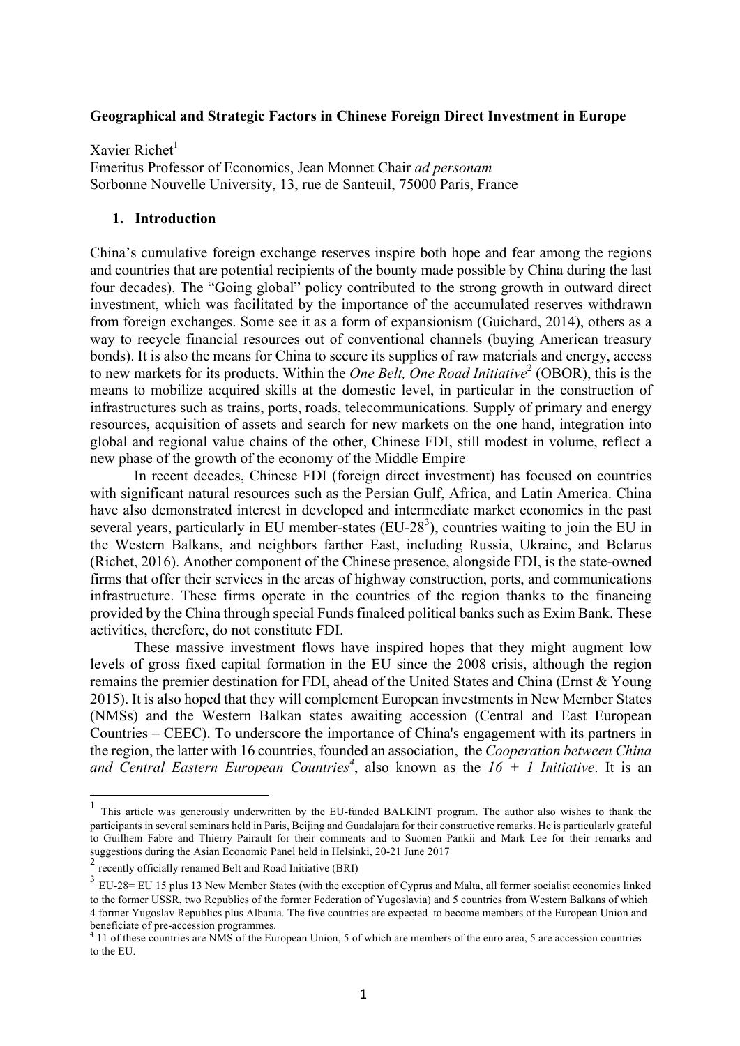**Geographical and Strategic Factors in Chinese Foreign Direct Investment in Europe**

Xavier Richet[1]
Emeritus Professor of Economics, Jean Monnet Chair *ad personam*
Sorbonne Nouvelle University, 13, rue de Santeuil, 75000 Paris, France

## 1. Introduction

China's cumulative foreign exchange reserves inspire both hope and fear among the regions and countries that are potential recipients of the bounty made possible by China during the last four decades). The "Going global" policy contributed to the strong growth in outward direct investment, which was facilitated by the importance of the accumulated reserves withdrawn from foreign exchanges. Some see it as a form of expansionism (Guichard, 2014), others as a way to recycle financial resources out of conventional channels (buying American treasury bonds). It is also the means for China to secure its supplies of raw materials and energy, access to new markets for its products. Within the *One Belt, One Road Initiative*[2] (OBOR), this is the means to mobilize acquired skills at the domestic level, in particular in the construction of infrastructures such as trains, ports, roads, telecommunications. Supply of primary and energy resources, acquisition of assets and search for new markets on the one hand, integration into global and regional value chains of the other, Chinese FDI, still modest in volume, reflect a new phase of the growth of the economy of the Middle Empire

In recent decades, Chinese FDI (foreign direct investment) has focused on countries with significant natural resources such as the Persian Gulf, Africa, and Latin America. China have also demonstrated interest in developed and intermediate market economies in the past several years, particularly in EU member-states (EU-28[3]), countries waiting to join the EU in the Western Balkans, and neighbors farther East, including Russia, Ukraine, and Belarus (Richet, 2016). Another component of the Chinese presence, alongside FDI, is the state-owned firms that offer their services in the areas of highway construction, ports, and communications infrastructure. These firms operate in the countries of the region thanks to the financing provided by the China through special Funds finalced political banks such as Exim Bank. These activities, therefore, do not constitute FDI.

These massive investment flows have inspired hopes that they might augment low levels of gross fixed capital formation in the EU since the 2008 crisis, although the region remains the premier destination for FDI, ahead of the United States and China (Ernst & Young 2015). It is also hoped that they will complement European investments in New Member States (NMSs) and the Western Balkan states awaiting accession (Central and East European Countries – CEEC). To underscore the importance of China's engagement with its partners in the region, the latter with 16 countries, founded an association, the *Cooperation between China and Central Eastern European Countries*[4], also known as the *16 + 1 Initiative*. It is an

---

[1] This article was generously underwritten by the EU-funded BALKINT program. The author also wishes to thank the participants in several seminars held in Paris, Beijing and Guadalajara for their constructive remarks. He is particularly grateful to Guilhem Fabre and Thierry Pairault for their comments and to Suomen Pankii and Mark Lee for their remarks and suggestions during the Asian Economic Panel held in Helsinki, 20-21 June 2017

[2] recently officially renamed Belt and Road Initiative (BRI)

[3] EU-28= EU 15 plus 13 New Member States (with the exception of Cyprus and Malta, all former socialist economies linked to the former USSR, two Republics of the former Federation of Yugoslavia) and 5 countries from Western Balkans of which 4 former Yugoslav Republics plus Albania. The five countries are expected to become members of the European Union and beneficiate of pre-accession programmes.

[4] 11 of these countries are NMS of the European Union, 5 of which are members of the euro area, 5 are accession countries to the EU.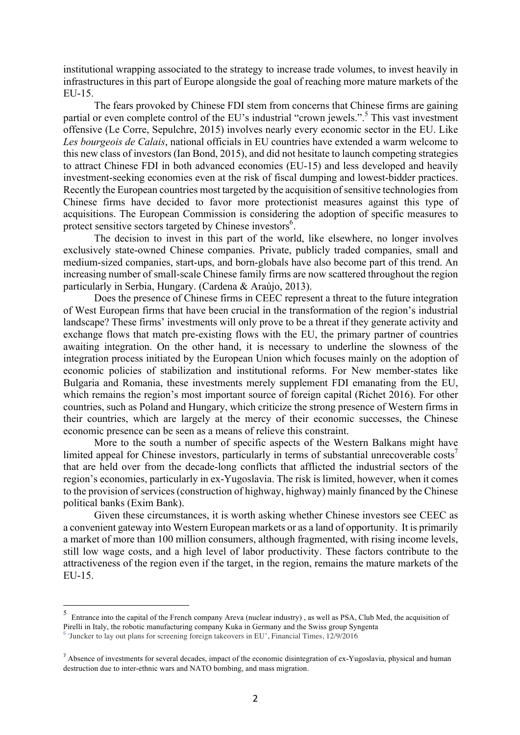institutional wrapping associated to the strategy to increase trade volumes, to invest heavily in infrastructures in this part of Europe alongside the goal of reaching more mature markets of the EU-15.

The fears provoked by Chinese FDI stem from concerns that Chinese firms are gaining partial or even complete control of the EU's industrial "crown jewels.".[5] This vast investment offensive (Le Corre, Sepulchre, 2015) involves nearly every economic sector in the EU. Like *Les bourgeois de Calais*, national officials in EU countries have extended a warm welcome to this new class of investors (Ian Bond, 2015), and did not hesitate to launch competing strategies to attract Chinese FDI in both advanced economies (EU-15) and less developed and heavily investment-seeking economies even at the risk of fiscal dumping and lowest-bidder practices. Recently the European countries most targeted by the acquisition of sensitive technologies from Chinese firms have decided to favor more protectionist measures against this type of acquisitions. The European Commission is considering the adoption of specific measures to protect sensitive sectors targeted by Chinese investors[6].

The decision to invest in this part of the world, like elsewhere, no longer involves exclusively state-owned Chinese companies. Private, publicly traded companies, small and medium-sized companies, start-ups, and born-globals have also become part of this trend. An increasing number of small-scale Chinese family firms are now scattered throughout the region particularly in Serbia, Hungary. (Cardena & Araùjo, 2013).

Does the presence of Chinese firms in CEEC represent a threat to the future integration of West European firms that have been crucial in the transformation of the region's industrial landscape? These firms' investments will only prove to be a threat if they generate activity and exchange flows that match pre-existing flows with the EU, the primary partner of countries awaiting integration. On the other hand, it is necessary to underline the slowness of the integration process initiated by the European Union which focuses mainly on the adoption of economic policies of stabilization and institutional reforms. For New member-states like Bulgaria and Romania, these investments merely supplement FDI emanating from the EU, which remains the region's most important source of foreign capital (Richet 2016). For other countries, such as Poland and Hungary, which criticize the strong presence of Western firms in their countries, which are largely at the mercy of their economic successes, the Chinese economic presence can be seen as a means of relieve this constraint.

More to the south a number of specific aspects of the Western Balkans might have limited appeal for Chinese investors, particularly in terms of substantial unrecoverable costs[7] that are held over from the decade-long conflicts that afflicted the industrial sectors of the region's economies, particularly in ex-Yugoslavia. The risk is limited, however, when it comes to the provision of services (construction of highway, highway) mainly financed by the Chinese political banks (Exim Bank).

Given these circumstances, it is worth asking whether Chinese investors see CEEC as a convenient gateway into Western European markets or as a land of opportunity. It is primarily a market of more than 100 million consumers, although fragmented, with rising income levels, still low wage costs, and a high level of labor productivity. These factors contribute to the attractiveness of the region even if the target, in the region, remains the mature markets of the EU-15.

---

[5] Entrance into the capital of the French company Areva (nuclear industry) , as well as PSA, Club Med, the acquisition of Pirelli in Italy, the robotic manufacturing company Kuka in Germany and the Swiss group Syngenta

[6] 'Juncker to lay out plans for screening foreign takeovers in EU', Financial Times, 12/9/2016

[7] Absence of investments for several decades, impact of the economic disintegration of ex-Yugoslavia, physical and human destruction due to inter-ethnic wars and NATO bombing, and mass migration.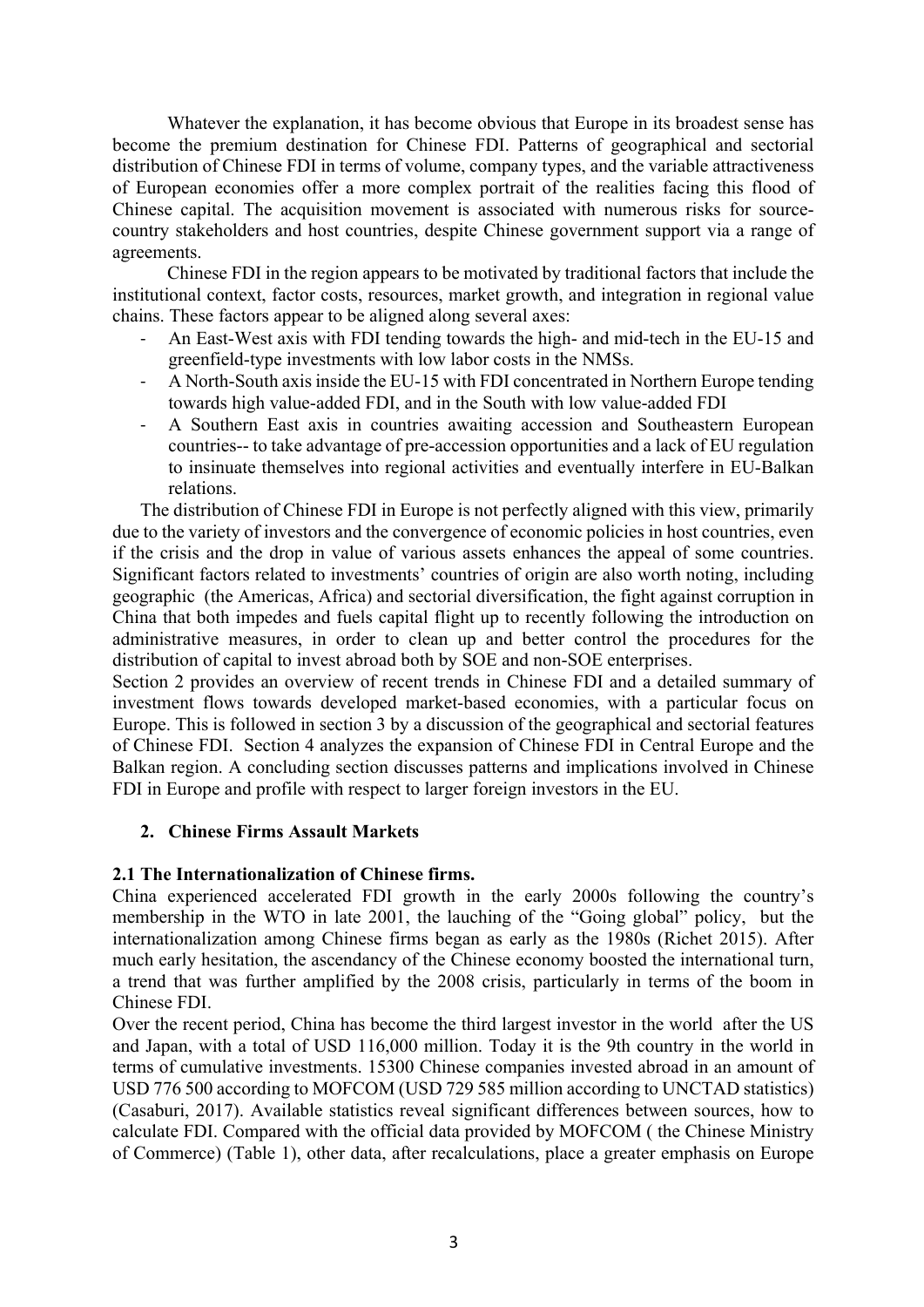Whatever the explanation, it has become obvious that Europe in its broadest sense has become the premium destination for Chinese FDI. Patterns of geographical and sectorial distribution of Chinese FDI in terms of volume, company types, and the variable attractiveness of European economies offer a more complex portrait of the realities facing this flood of Chinese capital. The acquisition movement is associated with numerous risks for source-country stakeholders and host countries, despite Chinese government support via a range of agreements.

Chinese FDI in the region appears to be motivated by traditional factors that include the institutional context, factor costs, resources, market growth, and integration in regional value chains. These factors appear to be aligned along several axes:

- An East-West axis with FDI tending towards the high- and mid-tech in the EU-15 and greenfield-type investments with low labor costs in the NMSs.
- A North-South axis inside the EU-15 with FDI concentrated in Northern Europe tending towards high value-added FDI, and in the South with low value-added FDI
- A Southern East axis in countries awaiting accession and Southeastern European countries-- to take advantage of pre-accession opportunities and a lack of EU regulation to insinuate themselves into regional activities and eventually interfere in EU-Balkan relations.

The distribution of Chinese FDI in Europe is not perfectly aligned with this view, primarily due to the variety of investors and the convergence of economic policies in host countries, even if the crisis and the drop in value of various assets enhances the appeal of some countries. Significant factors related to investments' countries of origin are also worth noting, including geographic (the Americas, Africa) and sectorial diversification, the fight against corruption in China that both impedes and fuels capital flight up to recently following the introduction on administrative measures, in order to clean up and better control the procedures for the distribution of capital to invest abroad both by SOE and non-SOE enterprises.

Section 2 provides an overview of recent trends in Chinese FDI and a detailed summary of investment flows towards developed market-based economies, with a particular focus on Europe. This is followed in section 3 by a discussion of the geographical and sectorial features of Chinese FDI. Section 4 analyzes the expansion of Chinese FDI in Central Europe and the Balkan region. A concluding section discusses patterns and implications involved in Chinese FDI in Europe and profile with respect to larger foreign investors in the EU.

## 2. Chinese Firms Assault Markets

### 2.1 The Internationalization of Chinese firms.

China experienced accelerated FDI growth in the early 2000s following the country's membership in the WTO in late 2001, the lauching of the "Going global" policy, but the internationalization among Chinese firms began as early as the 1980s (Richet 2015). After much early hesitation, the ascendancy of the Chinese economy boosted the international turn, a trend that was further amplified by the 2008 crisis, particularly in terms of the boom in Chinese FDI.

Over the recent period, China has become the third largest investor in the world after the US and Japan, with a total of USD 116,000 million. Today it is the 9th country in the world in terms of cumulative investments. 15300 Chinese companies invested abroad in an amount of USD 776 500 according to MOFCOM (USD 729 585 million according to UNCTAD statistics) (Casaburi, 2017). Available statistics reveal significant differences between sources, how to calculate FDI. Compared with the official data provided by MOFCOM ( the Chinese Ministry of Commerce) (Table 1), other data, after recalculations, place a greater emphasis on Europe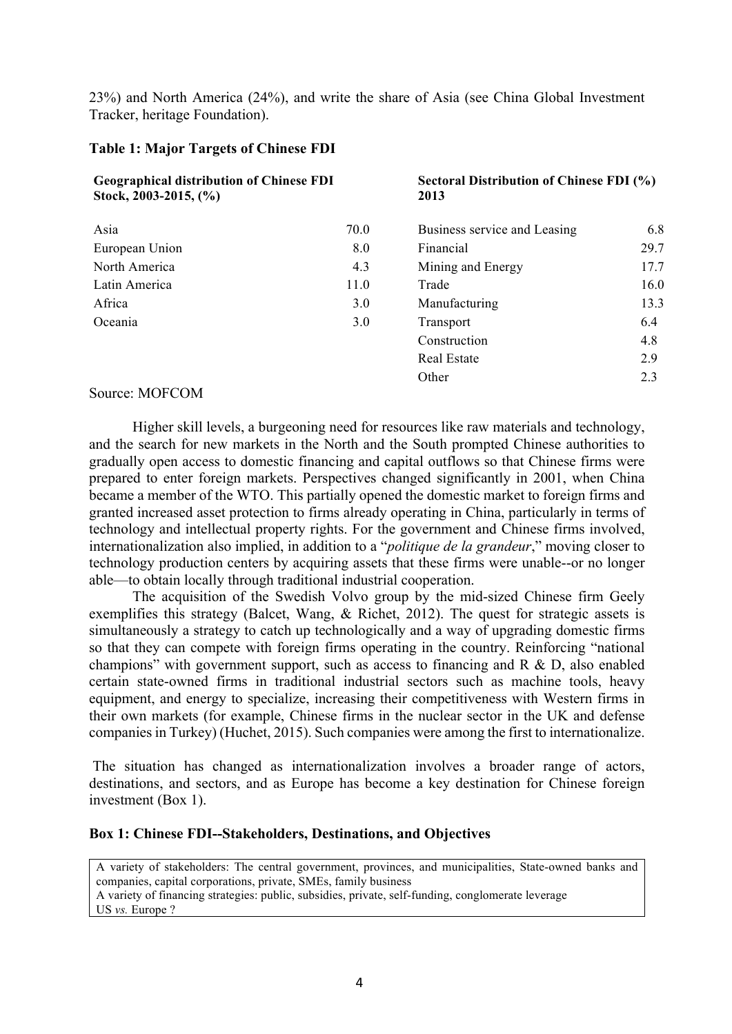23%) and North America (24%), and write the share of Asia (see China Global Investment Tracker, heritage Foundation).

**Table 1: Major Targets of Chinese FDI**

| Geographical distribution of Chinese FDI Stock, 2003-2015, (%) | | Sectoral Distribution of Chinese FDI (%) 2013 | |
|---|---|---|---|
| Asia | 70.0 | Business service and Leasing | 6.8 |
| European Union | 8.0 | Financial | 29.7 |
| North America | 4.3 | Mining and Energy | 17.7 |
| Latin America | 11.0 | Trade | 16.0 |
| Africa | 3.0 | Manufacturing | 13.3 |
| Oceania | 3.0 | Transport | 6.4 |
| | | Construction | 4.8 |
| | | Real Estate | 2.9 |
| | | Other | 2.3 |

Source: MOFCOM

Higher skill levels, a burgeoning need for resources like raw materials and technology, and the search for new markets in the North and the South prompted Chinese authorities to gradually open access to domestic financing and capital outflows so that Chinese firms were prepared to enter foreign markets. Perspectives changed significantly in 2001, when China became a member of the WTO. This partially opened the domestic market to foreign firms and granted increased asset protection to firms already operating in China, particularly in terms of technology and intellectual property rights. For the government and Chinese firms involved, internationalization also implied, in addition to a "*politique de la grandeur*," moving closer to technology production centers by acquiring assets that these firms were unable--or no longer able—to obtain locally through traditional industrial cooperation.

The acquisition of the Swedish Volvo group by the mid-sized Chinese firm Geely exemplifies this strategy (Balcet, Wang, & Richet, 2012). The quest for strategic assets is simultaneously a strategy to catch up technologically and a way of upgrading domestic firms so that they can compete with foreign firms operating in the country. Reinforcing "national champions" with government support, such as access to financing and R & D, also enabled certain state-owned firms in traditional industrial sectors such as machine tools, heavy equipment, and energy to specialize, increasing their competitiveness with Western firms in their own markets (for example, Chinese firms in the nuclear sector in the UK and defense companies in Turkey) (Huchet, 2015). Such companies were among the first to internationalize.

The situation has changed as internationalization involves a broader range of actors, destinations, and sectors, and as Europe has become a key destination for Chinese foreign investment (Box 1).

**Box 1: Chinese FDI--Stakeholders, Destinations, and Objectives**

A variety of stakeholders: The central government, provinces, and municipalities, State-owned banks and companies, capital corporations, private, SMEs, family business
A variety of financing strategies: public, subsidies, private, self-funding, conglomerate leverage
US *vs.* Europe ?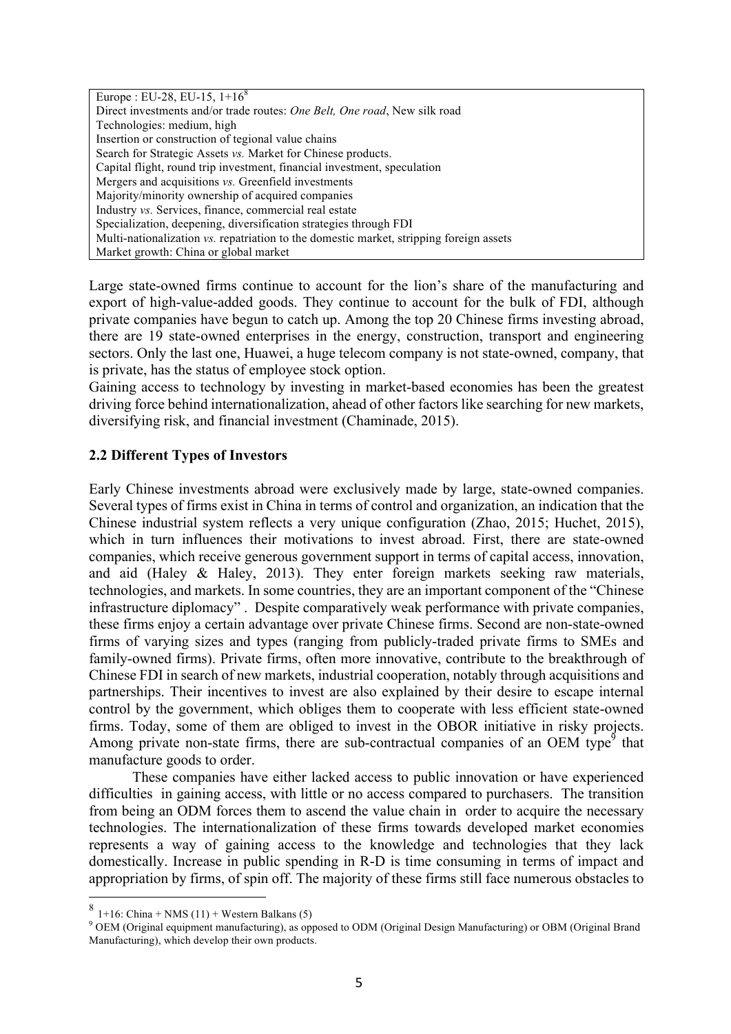| Europe : EU-28, EU-15, 1+16[8] |
|---|
| Direct investments and/or trade routes: *One Belt, One road*, New silk road |
| Technologies: medium, high |
| Insertion or construction of tegional value chains |
| Search for Strategic Assets *vs.* Market for Chinese products. |
| Capital flight, round trip investment, financial investment, speculation |
| Mergers and acquisitions *vs.* Greenfield investments |
| Majority/minority ownership of acquired companies |
| Industry *vs.* Services, finance, commercial real estate |
| Specialization, deepening, diversification strategies through FDI |
| Multi-nationalization *vs.* repatriation to the domestic market, stripping foreign assets |
| Market growth: China or global market |

Large state-owned firms continue to account for the lion's share of the manufacturing and export of high-value-added goods. They continue to account for the bulk of FDI, although private companies have begun to catch up. Among the top 20 Chinese firms investing abroad, there are 19 state-owned enterprises in the energy, construction, transport and engineering sectors. Only the last one, Huawei, a huge telecom company is not state-owned, company, that is private, has the status of employee stock option.

Gaining access to technology by investing in market-based economies has been the greatest driving force behind internationalization, ahead of other factors like searching for new markets, diversifying risk, and financial investment (Chaminade, 2015).

### 2.2 Different Types of Investors

Early Chinese investments abroad were exclusively made by large, state-owned companies. Several types of firms exist in China in terms of control and organization, an indication that the Chinese industrial system reflects a very unique configuration (Zhao, 2015; Huchet, 2015), which in turn influences their motivations to invest abroad. First, there are state-owned companies, which receive generous government support in terms of capital access, innovation, and aid (Haley & Haley, 2013). They enter foreign markets seeking raw materials, technologies, and markets. In some countries, they are an important component of the "Chinese infrastructure diplomacy" . Despite comparatively weak performance with private companies, these firms enjoy a certain advantage over private Chinese firms. Second are non-state-owned firms of varying sizes and types (ranging from publicly-traded private firms to SMEs and family-owned firms). Private firms, often more innovative, contribute to the breakthrough of Chinese FDI in search of new markets, industrial cooperation, notably through acquisitions and partnerships. Their incentives to invest are also explained by their desire to escape internal control by the government, which obliges them to cooperate with less efficient state-owned firms. Today, some of them are obliged to invest in the OBOR initiative in risky projects. Among private non-state firms, there are sub-contractual companies of an OEM type[9] that manufacture goods to order.

These companies have either lacked access to public innovation or have experienced difficulties in gaining access, with little or no access compared to purchasers. The transition from being an ODM forces them to ascend the value chain in order to acquire the necessary technologies. The internationalization of these firms towards developed market economies represents a way of gaining access to the knowledge and technologies that they lack domestically. Increase in public spending in R-D is time consuming in terms of impact and appropriation by firms, of spin off. The majority of these firms still face numerous obstacles to

---

[8] 1+16: China + NMS (11) + Western Balkans (5)

[9] OEM (Original equipment manufacturing), as opposed to ODM (Original Design Manufacturing) or OBM (Original Brand Manufacturing), which develop their own products.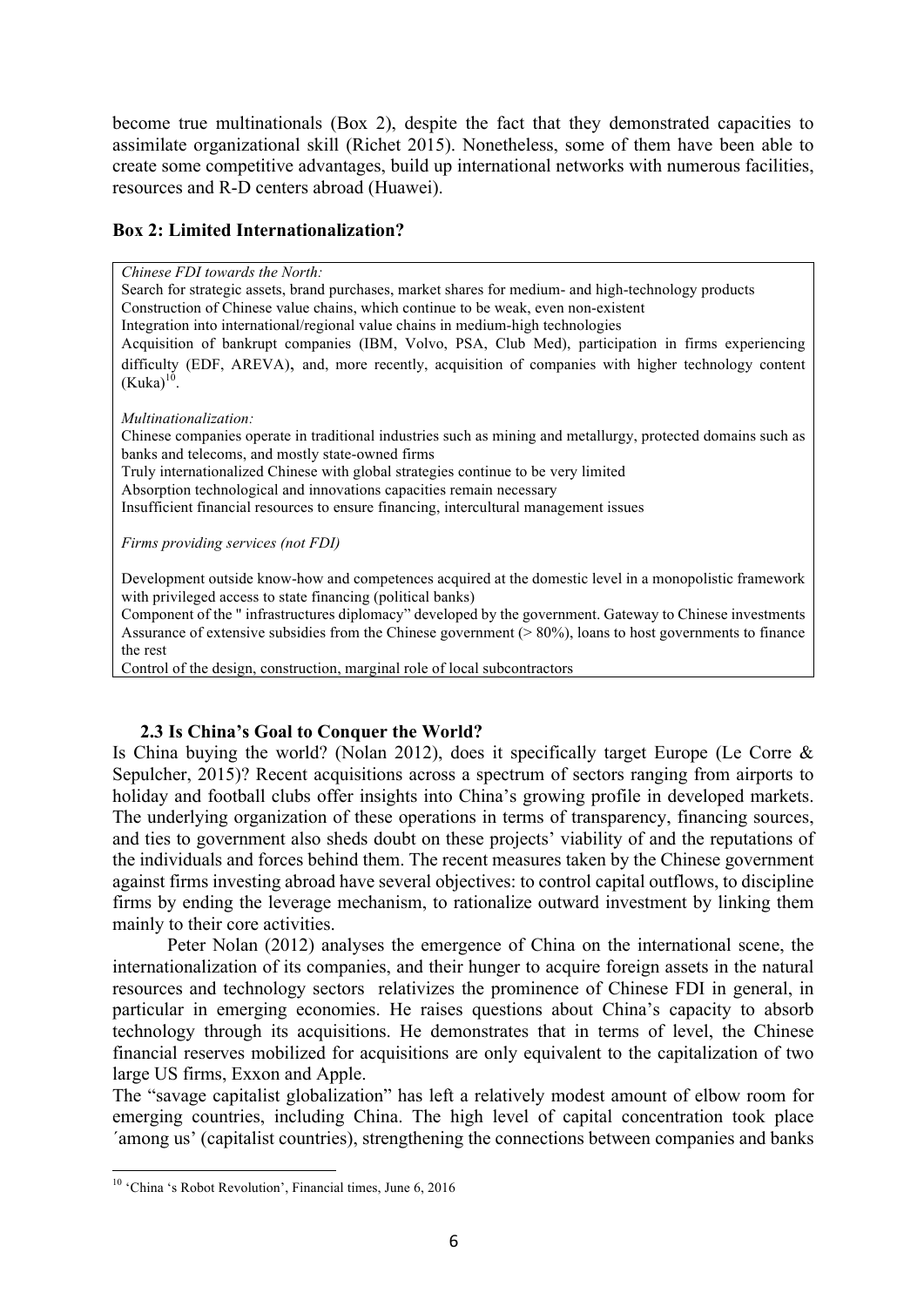become true multinationals (Box 2), despite the fact that they demonstrated capacities to assimilate organizational skill (Richet 2015). Nonetheless, some of them have been able to create some competitive advantages, build up international networks with numerous facilities, resources and R-D centers abroad (Huawei).

**Box 2: Limited Internationalization?**

*Chinese FDI towards the North:*

Search for strategic assets, brand purchases, market shares for medium- and high-technology products
Construction of Chinese value chains, which continue to be weak, even non-existent
Integration into international/regional value chains in medium-high technologies
Acquisition of bankrupt companies (IBM, Volvo, PSA, Club Med), participation in firms experiencing difficulty (EDF, AREVA), and, more recently, acquisition of companies with higher technology content (Kuka)[10].

*Multinationalization:*

Chinese companies operate in traditional industries such as mining and metallurgy, protected domains such as banks and telecoms, and mostly state-owned firms
Truly internationalized Chinese with global strategies continue to be very limited
Absorption technological and innovations capacities remain necessary
Insufficient financial resources to ensure financing, intercultural management issues

*Firms providing services (not FDI)*

Development outside know-how and competences acquired at the domestic level in a monopolistic framework with privileged access to state financing (political banks)
Component of the " infrastructures diplomacy" developed by the government. Gateway to Chinese investments
Assurance of extensive subsidies from the Chinese government (> 80%), loans to host governments to finance the rest
Control of the design, construction, marginal role of local subcontractors

### 2.3 Is China's Goal to Conquer the World?

Is China buying the world? (Nolan 2012), does it specifically target Europe (Le Corre & Sepulcher, 2015)? Recent acquisitions across a spectrum of sectors ranging from airports to holiday and football clubs offer insights into China's growing profile in developed markets. The underlying organization of these operations in terms of transparency, financing sources, and ties to government also sheds doubt on these projects' viability of and the reputations of the individuals and forces behind them. The recent measures taken by the Chinese government against firms investing abroad have several objectives: to control capital outflows, to discipline firms by ending the leverage mechanism, to rationalize outward investment by linking them mainly to their core activities.

Peter Nolan (2012) analyses the emergence of China on the international scene, the internationalization of its companies, and their hunger to acquire foreign assets in the natural resources and technology sectors relativizes the prominence of Chinese FDI in general, in particular in emerging economies. He raises questions about China's capacity to absorb technology through its acquisitions. He demonstrates that in terms of level, the Chinese financial reserves mobilized for acquisitions are only equivalent to the capitalization of two large US firms, Exxon and Apple.

The "savage capitalist globalization" has left a relatively modest amount of elbow room for emerging countries, including China. The high level of capital concentration took place ´among us' (capitalist countries), strengthening the connections between companies and banks

---

[10] 'China 's Robot Revolution', Financial times, June 6, 2016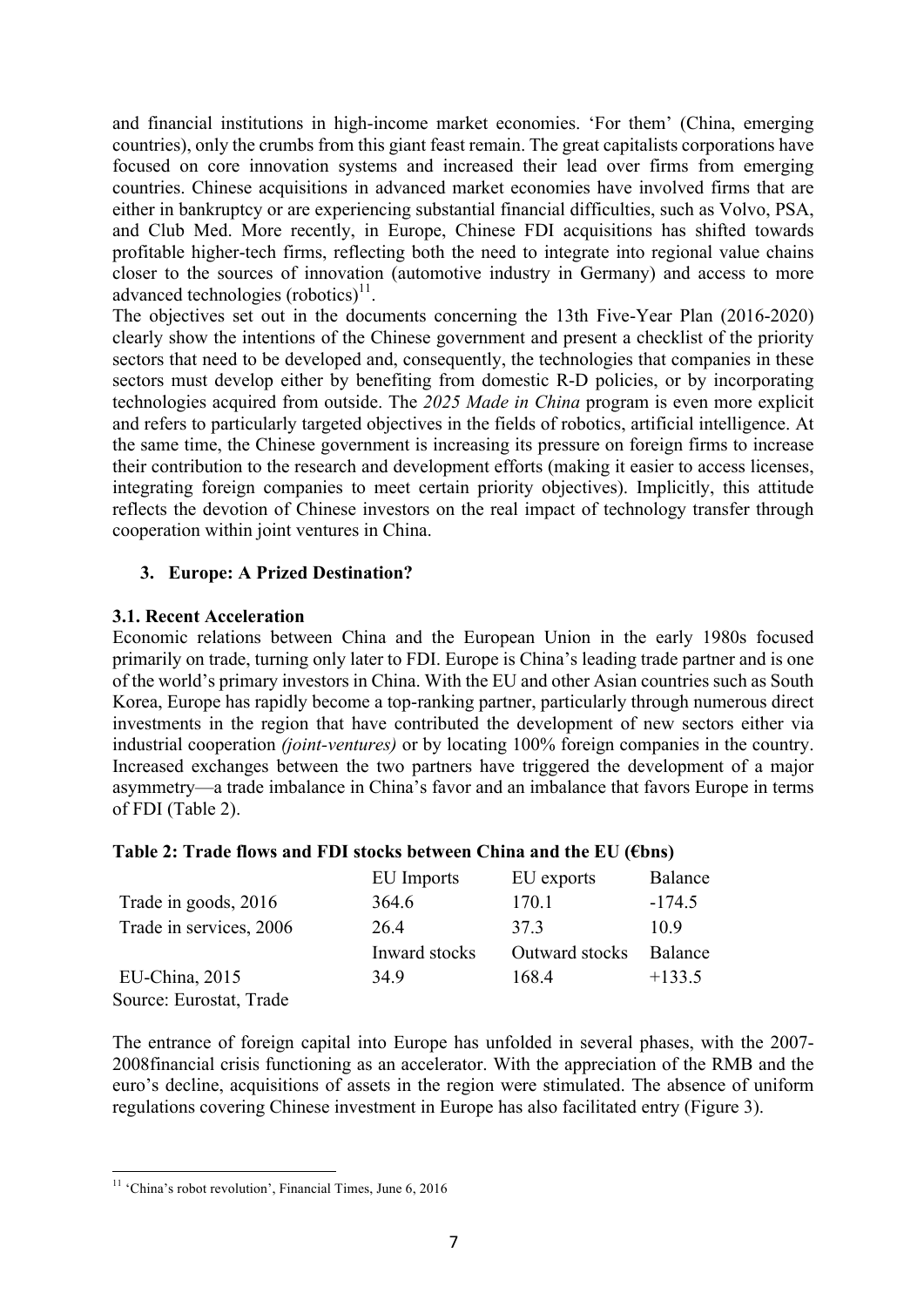and financial institutions in high-income market economies. 'For them' (China, emerging countries), only the crumbs from this giant feast remain. The great capitalists corporations have focused on core innovation systems and increased their lead over firms from emerging countries. Chinese acquisitions in advanced market economies have involved firms that are either in bankruptcy or are experiencing substantial financial difficulties, such as Volvo, PSA, and Club Med. More recently, in Europe, Chinese FDI acquisitions has shifted towards profitable higher-tech firms, reflecting both the need to integrate into regional value chains closer to the sources of innovation (automotive industry in Germany) and access to more advanced technologies (robotics)[11].

The objectives set out in the documents concerning the 13th Five-Year Plan (2016-2020) clearly show the intentions of the Chinese government and present a checklist of the priority sectors that need to be developed and, consequently, the technologies that companies in these sectors must develop either by benefiting from domestic R-D policies, or by incorporating technologies acquired from outside. The *2025 Made in China* program is even more explicit and refers to particularly targeted objectives in the fields of robotics, artificial intelligence. At the same time, the Chinese government is increasing its pressure on foreign firms to increase their contribution to the research and development efforts (making it easier to access licenses, integrating foreign companies to meet certain priority objectives). Implicitly, this attitude reflects the devotion of Chinese investors on the real impact of technology transfer through cooperation within joint ventures in China.

## 3. Europe: A Prized Destination?

### 3.1. Recent Acceleration

Economic relations between China and the European Union in the early 1980s focused primarily on trade, turning only later to FDI. Europe is China's leading trade partner and is one of the world's primary investors in China. With the EU and other Asian countries such as South Korea, Europe has rapidly become a top-ranking partner, particularly through numerous direct investments in the region that have contributed the development of new sectors either via industrial cooperation *(joint-ventures)* or by locating 100% foreign companies in the country. Increased exchanges between the two partners have triggered the development of a major asymmetry—a trade imbalance in China's favor and an imbalance that favors Europe in terms of FDI (Table 2).

**Table 2: Trade flows and FDI stocks between China and the EU (€bns)**

| | EU Imports | EU exports | Balance |
|---|---|---|---|
| Trade in goods, 2016 | 364.6 | 170.1 | -174.5 |
| Trade in services, 2006 | 26.4 | 37.3 | 10.9 |
| | Inward stocks | Outward stocks | Balance |
| EU-China, 2015 | 34.9 | 168.4 | +133.5 |

Source: Eurostat, Trade

The entrance of foreign capital into Europe has unfolded in several phases, with the 2007-2008financial crisis functioning as an accelerator. With the appreciation of the RMB and the euro's decline, acquisitions of assets in the region were stimulated. The absence of uniform regulations covering Chinese investment in Europe has also facilitated entry (Figure 3).

[11] 'China's robot revolution', Financial Times, June 6, 2016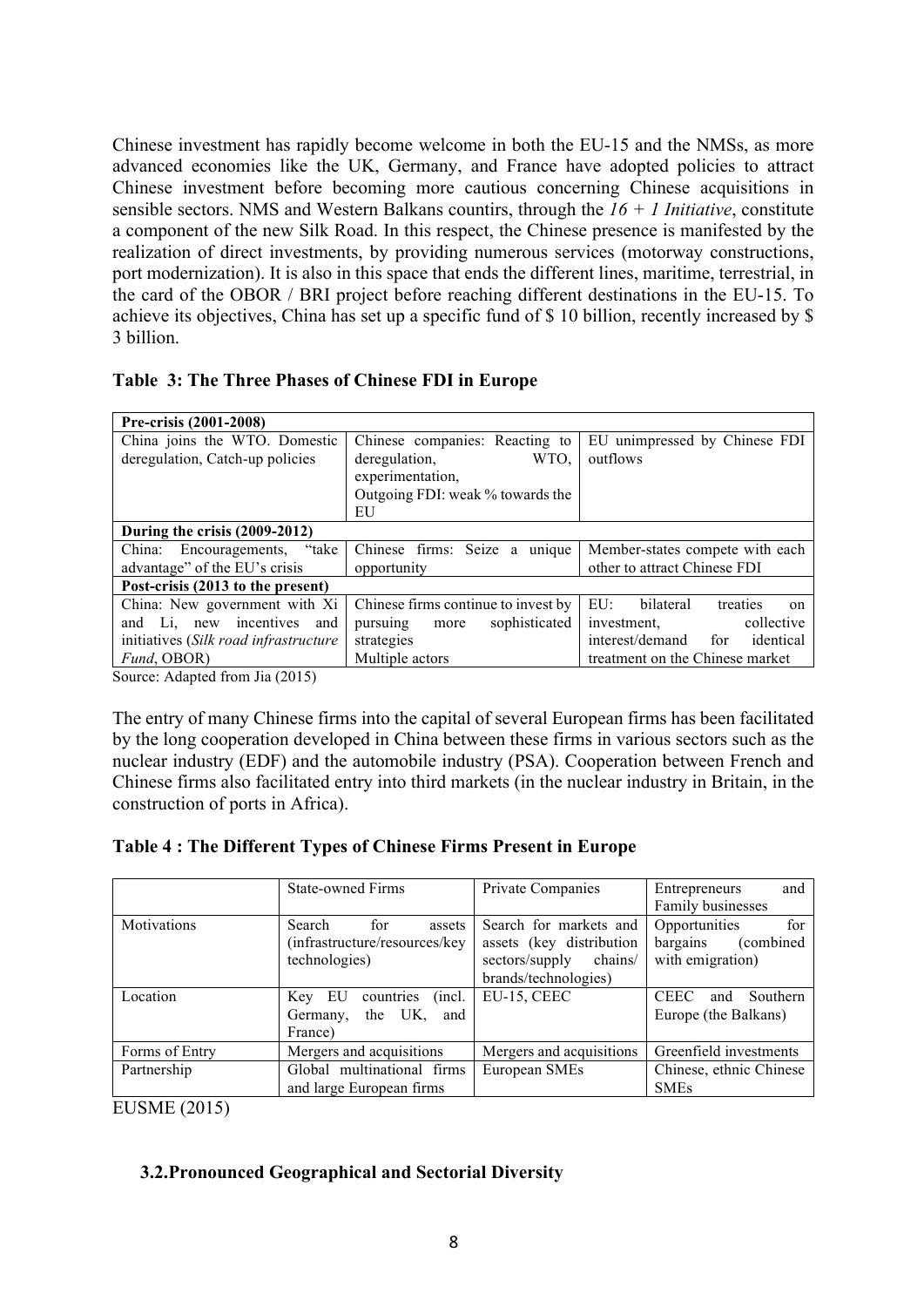Chinese investment has rapidly become welcome in both the EU-15 and the NMSs, as more advanced economies like the UK, Germany, and France have adopted policies to attract Chinese investment before becoming more cautious concerning Chinese acquisitions in sensible sectors. NMS and Western Balkans countirs, through the *16 + 1 Initiative*, constitute a component of the new Silk Road. In this respect, the Chinese presence is manifested by the realization of direct investments, by providing numerous services (motorway constructions, port modernization). It is also in this space that ends the different lines, maritime, terrestrial, in the card of the OBOR / BRI project before reaching different destinations in the EU-15. To achieve its objectives, China has set up a specific fund of $ 10 billion, recently increased by $ 3 billion.

**Table 3: The Three Phases of Chinese FDI in Europe**

| **Pre-crisis (2001-2008)** | | |
|---|---|---|
| China joins the WTO. Domestic deregulation, Catch-up policies | Chinese companies: Reacting to deregulation, WTO, experimentation, Outgoing FDI: weak % towards the EU | EU unimpressed by Chinese FDI outflows |
| **During the crisis (2009-2012)** | | |
| China: Encouragements, "take advantage" of the EU's crisis | Chinese firms: Seize a unique opportunity | Member-states compete with each other to attract Chinese FDI |
| **Post-crisis (2013 to the present)** | | |
| China: New government with Xi and Li, new incentives and initiatives (*Silk road infrastructure Fund*, OBOR) | Chinese firms continue to invest by pursuing more sophisticated strategies Multiple actors | EU: bilateral treaties on investment, collective interest/demand for identical treatment on the Chinese market |

Source: Adapted from Jia (2015)

The entry of many Chinese firms into the capital of several European firms has been facilitated by the long cooperation developed in China between these firms in various sectors such as the nuclear industry (EDF) and the automobile industry (PSA). Cooperation between French and Chinese firms also facilitated entry into third markets (in the nuclear industry in Britain, in the construction of ports in Africa).

**Table 4 : The Different Types of Chinese Firms Present in Europe**

| | State-owned Firms | Private Companies | Entrepreneurs and Family businesses |
|---|---|---|---|
| Motivations | Search for assets (infrastructure/resources/key technologies) | Search for markets and assets (key distribution sectors/supply chains/ brands/technologies) | Opportunities for bargains (combined with emigration) |
| Location | Key EU countries (incl. Germany, the UK, and France) | EU-15, CEEC | CEEC and Southern Europe (the Balkans) |
| Forms of Entry | Mergers and acquisitions | Mergers and acquisitions | Greenfield investments |
| Partnership | Global multinational firms and large European firms | European SMEs | Chinese, ethnic Chinese SMEs |

EUSME (2015)

### 3.2. Pronounced Geographical and Sectorial Diversity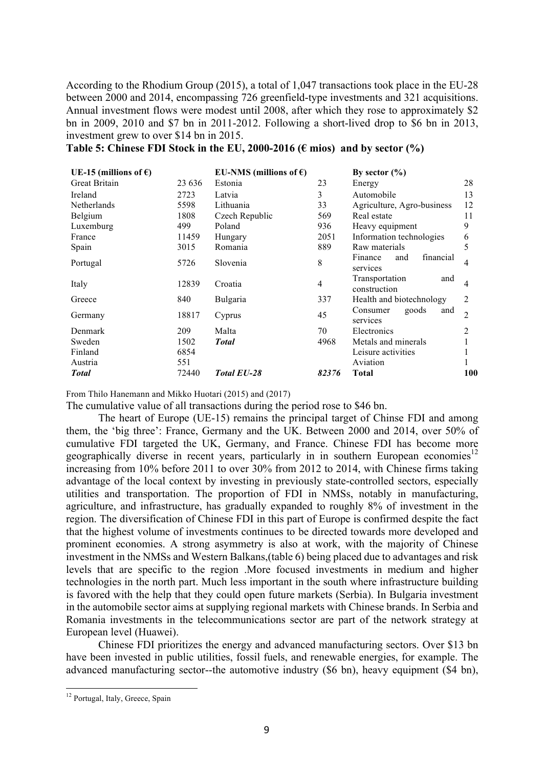According to the Rhodium Group (2015), a total of 1,047 transactions took place in the EU-28 between 2000 and 2014, encompassing 726 greenfield-type investments and 321 acquisitions. Annual investment flows were modest until 2008, after which they rose to approximately $2 bn in 2009, 2010 and $7 bn in 2011-2012. Following a short-lived drop to $6 bn in 2013, investment grew to over $14 bn in 2015.

**Table 5: Chinese FDI Stock in the EU, 2000-2016 (€ mios) and by sector (%)**

| UE-15 (millions of €) | | EU-NMS (millions of €) | | By sector (%) | |
|---|---|---|---|---|---|
| Great Britain | 23 636 | Estonia | 23 | Energy | 28 |
| Ireland | 2723 | Latvia | 3 | Automobile | 13 |
| Netherlands | 5598 | Lithuania | 33 | Agriculture, Agro-business | 12 |
| Belgium | 1808 | Czech Republic | 569 | Real estate | 11 |
| Luxemburg | 499 | Poland | 936 | Heavy equipment | 9 |
| France | 11459 | Hungary | 2051 | Information technologies | 6 |
| Spain | 3015 | Romania | 889 | Raw materials | 5 |
| Portugal | 5726 | Slovenia | 8 | Finance and financial services | 4 |
| Italy | 12839 | Croatia | 4 | Transportation and construction | 4 |
| Greece | 840 | Bulgaria | 337 | Health and biotechnology | 2 |
| Germany | 18817 | Cyprus | 45 | Consumer goods and services | 2 |
| Denmark | 209 | Malta | 70 | Electronics | 2 |
| Sweden | 1502 | ***Total*** | 4968 | Metals and minerals | 1 |
| Finland | 6854 | | | Leisure activities | 1 |
| Austria | 551 | | | Aviation | 1 |
| ***Total*** | 72440 | ***Total EU-28*** | ***82376*** | **Total** | **100** |

From Thilo Hanemann and Mikko Huotari (2015) and (2017)

The cumulative value of all transactions during the period rose to $46 bn.

The heart of Europe (UE-15) remains the principal target of Chinse FDI and among them, the 'big three': France, Germany and the UK. Between 2000 and 2014, over 50% of cumulative FDI targeted the UK, Germany, and France. Chinese FDI has become more geographically diverse in recent years, particularly in in southern European economies[12] increasing from 10% before 2011 to over 30% from 2012 to 2014, with Chinese firms taking advantage of the local context by investing in previously state-controlled sectors, especially utilities and transportation. The proportion of FDI in NMSs, notably in manufacturing, agriculture, and infrastructure, has gradually expanded to roughly 8% of investment in the region. The diversification of Chinese FDI in this part of Europe is confirmed despite the fact that the highest volume of investments continues to be directed towards more developed and prominent economies. A strong asymmetry is also at work, with the majority of Chinese investment in the NMSs and Western Balkans,(table 6) being placed due to advantages and risk levels that are specific to the region .More focused investments in medium and higher technologies in the north part. Much less important in the south where infrastructure building is favored with the help that they could open future markets (Serbia). In Bulgaria investment in the automobile sector aims at supplying regional markets with Chinese brands. In Serbia and Romania investments in the telecommunications sector are part of the network strategy at European level (Huawei).

Chinese FDI prioritizes the energy and advanced manufacturing sectors. Over $13 bn have been invested in public utilities, fossil fuels, and renewable energies, for example. The advanced manufacturing sector--the automotive industry ($6 bn), heavy equipment ($4 bn),

[12] Portugal, Italy, Greece, Spain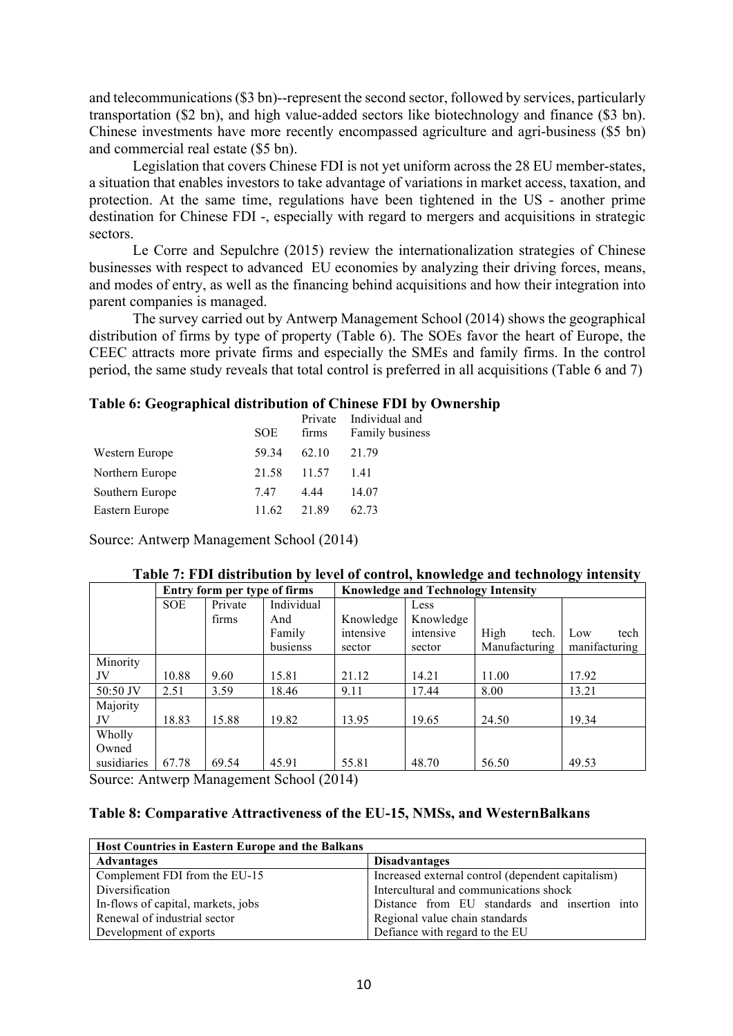and telecommunications ($3 bn)--represent the second sector, followed by services, particularly transportation ($2 bn), and high value-added sectors like biotechnology and finance ($3 bn). Chinese investments have more recently encompassed agriculture and agri-business ($5 bn) and commercial real estate ($5 bn).

Legislation that covers Chinese FDI is not yet uniform across the 28 EU member-states, a situation that enables investors to take advantage of variations in market access, taxation, and protection. At the same time, regulations have been tightened in the US - another prime destination for Chinese FDI -, especially with regard to mergers and acquisitions in strategic sectors.

Le Corre and Sepulchre (2015) review the internationalization strategies of Chinese businesses with respect to advanced EU economies by analyzing their driving forces, means, and modes of entry, as well as the financing behind acquisitions and how their integration into parent companies is managed.

The survey carried out by Antwerp Management School (2014) shows the geographical distribution of firms by type of property (Table 6). The SOEs favor the heart of Europe, the CEEC attracts more private firms and especially the SMEs and family firms. In the control period, the same study reveals that total control is preferred in all acquisitions (Table 6 and 7)

**Table 6: Geographical distribution of Chinese FDI by Ownership**

| | SOE | Private firms | Individual and Family business |
|---|---|---|---|
| Western Europe | 59.34 | 62.10 | 21.79 |
| Northern Europe | 21.58 | 11.57 | 1.41 |
| Southern Europe | 7.47 | 4.44 | 14.07 |
| Eastern Europe | 11.62 | 21.89 | 62.73 |

Source: Antwerp Management School (2014)

**Table 7: FDI distribution by level of control, knowledge and technology intensity**

| | Entry form per type of firms | | | Knowledge and Technology Intensity | | | |
|---|---|---|---|---|---|---|---|
| | SOE | Private firms | Individual And Family busienss | Knowledge intensive sector | Less Knowledge intensive sector | High tech. Manufacturing | Low tech manifacturing |
| Minority JV | 10.88 | 9.60 | 15.81 | 21.12 | 14.21 | 11.00 | 17.92 |
| 50:50 JV | 2.51 | 3.59 | 18.46 | 9.11 | 17.44 | 8.00 | 13.21 |
| Majority JV | 18.83 | 15.88 | 19.82 | 13.95 | 19.65 | 24.50 | 19.34 |
| Wholly Owned susidiaries | 67.78 | 69.54 | 45.91 | 55.81 | 48.70 | 56.50 | 49.53 |

Source: Antwerp Management School (2014)

**Table 8: Comparative Attractiveness of the EU-15, NMSs, and WesternBalkans**

| Host Countries in Eastern Europe and the Balkans | |
|---|---|
| **Advantages** | **Disadvantages** |
| Complement FDI from the EU-15 | Increased external control (dependent capitalism) |
| Diversification | Intercultural and communications shock |
| In-flows of capital, markets, jobs | Distance from EU standards and insertion into |
| Renewal of industrial sector | Regional value chain standards |
| Development of exports | Defiance with regard to the EU |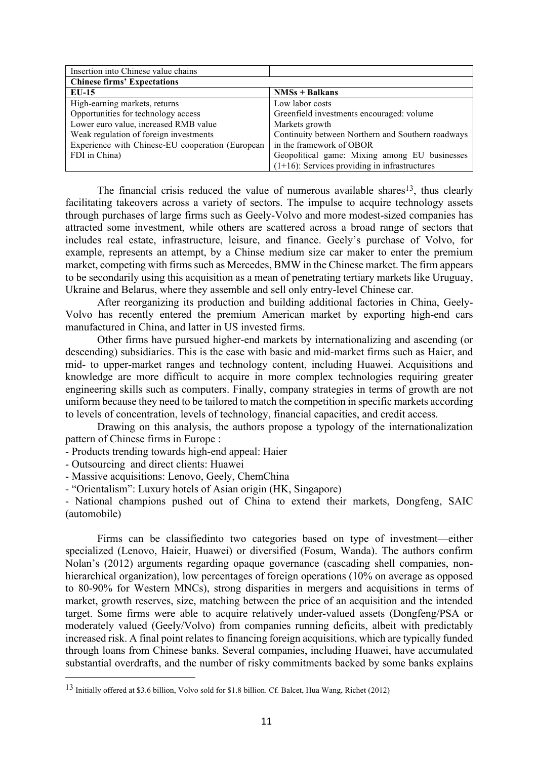| Insertion into Chinese value chains | |
|---|---|
| **Chinese firms' Expectations** | |
| **EU-15** | **NMSs + Balkans** |
| High-earning markets, returns | Low labor costs |
| Opportunities for technology access | Greenfield investments encouraged: volume |
| Lower euro value, increased RMB value | Markets growth |
| Weak regulation of foreign investments | Continuity between Northern and Southern roadways in the framework of OBOR |
| Experience with Chinese-EU cooperation (European FDI in China) | Geopolitical game: Mixing among EU businesses (1+16): Services providing in infrastructures |

The financial crisis reduced the value of numerous available shares[13], thus clearly facilitating takeovers across a variety of sectors. The impulse to acquire technology assets through purchases of large firms such as Geely-Volvo and more modest-sized companies has attracted some investment, while others are scattered across a broad range of sectors that includes real estate, infrastructure, leisure, and finance. Geely's purchase of Volvo, for example, represents an attempt, by a Chinse medium size car maker to enter the premium market, competing with firms such as Mercedes, BMW in the Chinese market. The firm appears to be secondarily using this acquisition as a mean of penetrating tertiary markets like Uruguay, Ukraine and Belarus, where they assemble and sell only entry-level Chinese car.

After reorganizing its production and building additional factories in China, Geely-Volvo has recently entered the premium American market by exporting high-end cars manufactured in China, and latter in US invested firms.

Other firms have pursued higher-end markets by internationalizing and ascending (or descending) subsidiaries. This is the case with basic and mid-market firms such as Haier, and mid- to upper-market ranges and technology content, including Huawei. Acquisitions and knowledge are more difficult to acquire in more complex technologies requiring greater engineering skills such as computers. Finally, company strategies in terms of growth are not uniform because they need to be tailored to match the competition in specific markets according to levels of concentration, levels of technology, financial capacities, and credit access.

Drawing on this analysis, the authors propose a typology of the internationalization pattern of Chinese firms in Europe :

- Products trending towards high-end appeal: Haier
- Outsourcing  and direct clients: Huawei
- Massive acquisitions: Lenovo, Geely, ChemChina
- "Orientalism": Luxury hotels of Asian origin (HK, Singapore)
- National champions pushed out of China to extend their markets, Dongfeng, SAIC (automobile)

Firms can be classifiedinto two categories based on type of investment—either specialized (Lenovo, Haieir, Huawei) or diversified (Fosum, Wanda). The authors confirm Nolan's (2012) arguments regarding opaque governance (cascading shell companies, non-hierarchical organization), low percentages of foreign operations (10% on average as opposed to 80-90% for Western MNCs), strong disparities in mergers and acquisitions in terms of market, growth reserves, size, matching between the price of an acquisition and the intended target. Some firms were able to acquire relatively under-valued assets (Dongfeng/PSA or moderately valued (Geely/Volvo) from companies running deficits, albeit with predictably increased risk. A final point relates to financing foreign acquisitions, which are typically funded through loans from Chinese banks. Several companies, including Huawei, have accumulated substantial overdrafts, and the number of risky commitments backed by some banks explains

[13] Initially offered at $3.6 billion, Volvo sold for $1.8 billion. Cf. Balcet, Hua Wang, Richet (2012)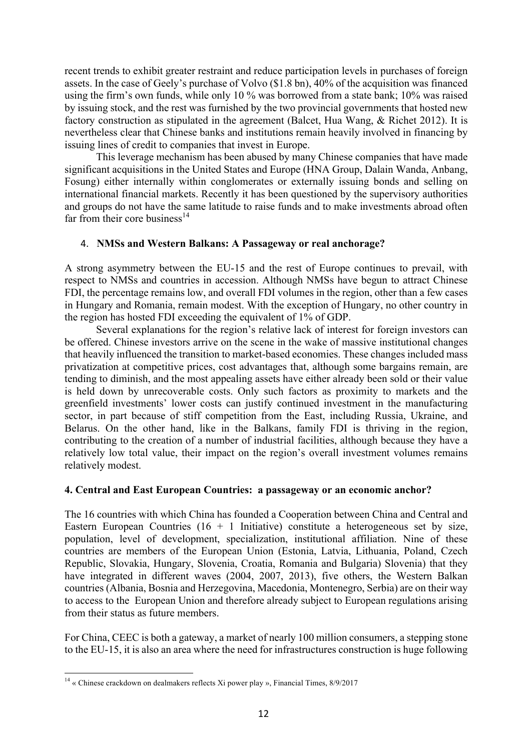recent trends to exhibit greater restraint and reduce participation levels in purchases of foreign assets. In the case of Geely's purchase of Volvo ($1.8 bn), 40% of the acquisition was financed using the firm's own funds, while only 10 % was borrowed from a state bank; 10% was raised by issuing stock, and the rest was furnished by the two provincial governments that hosted new factory construction as stipulated in the agreement (Balcet, Hua Wang, & Richet 2012). It is nevertheless clear that Chinese banks and institutions remain heavily involved in financing by issuing lines of credit to companies that invest in Europe.

This leverage mechanism has been abused by many Chinese companies that have made significant acquisitions in the United States and Europe (HNA Group, Dalain Wanda, Anbang, Fosung) either internally within conglomerates or externally issuing bonds and selling on international financial markets. Recently it has been questioned by the supervisory authorities and groups do not have the same latitude to raise funds and to make investments abroad often far from their core business[14]

## 4. NMSs and Western Balkans: A Passageway or real anchorage?

A strong asymmetry between the EU-15 and the rest of Europe continues to prevail, with respect to NMSs and countries in accession. Although NMSs have begun to attract Chinese FDI, the percentage remains low, and overall FDI volumes in the region, other than a few cases in Hungary and Romania, remain modest. With the exception of Hungary, no other country in the region has hosted FDI exceeding the equivalent of 1% of GDP.

Several explanations for the region's relative lack of interest for foreign investors can be offered. Chinese investors arrive on the scene in the wake of massive institutional changes that heavily influenced the transition to market-based economies. These changes included mass privatization at competitive prices, cost advantages that, although some bargains remain, are tending to diminish, and the most appealing assets have either already been sold or their value is held down by unrecoverable costs. Only such factors as proximity to markets and the greenfield investments' lower costs can justify continued investment in the manufacturing sector, in part because of stiff competition from the East, including Russia, Ukraine, and Belarus. On the other hand, like in the Balkans, family FDI is thriving in the region, contributing to the creation of a number of industrial facilities, although because they have a relatively low total value, their impact on the region's overall investment volumes remains relatively modest.

## 4. Central and East European Countries: a passageway or an economic anchor?

The 16 countries with which China has founded a Cooperation between China and Central and Eastern European Countries (16 + 1 Initiative) constitute a heterogeneous set by size, population, level of development, specialization, institutional affiliation. Nine of these countries are members of the European Union (Estonia, Latvia, Lithuania, Poland, Czech Republic, Slovakia, Hungary, Slovenia, Croatia, Romania and Bulgaria) Slovenia) that they have integrated in different waves (2004, 2007, 2013), five others, the Western Balkan countries (Albania, Bosnia and Herzegovina, Macedonia, Montenegro, Serbia) are on their way to access to the European Union and therefore already subject to European regulations arising from their status as future members.

For China, CEEC is both a gateway, a market of nearly 100 million consumers, a stepping stone to the EU-15, it is also an area where the need for infrastructures construction is huge following

---

[14] « Chinese crackdown on dealmakers reflects Xi power play », Financial Times, 8/9/2017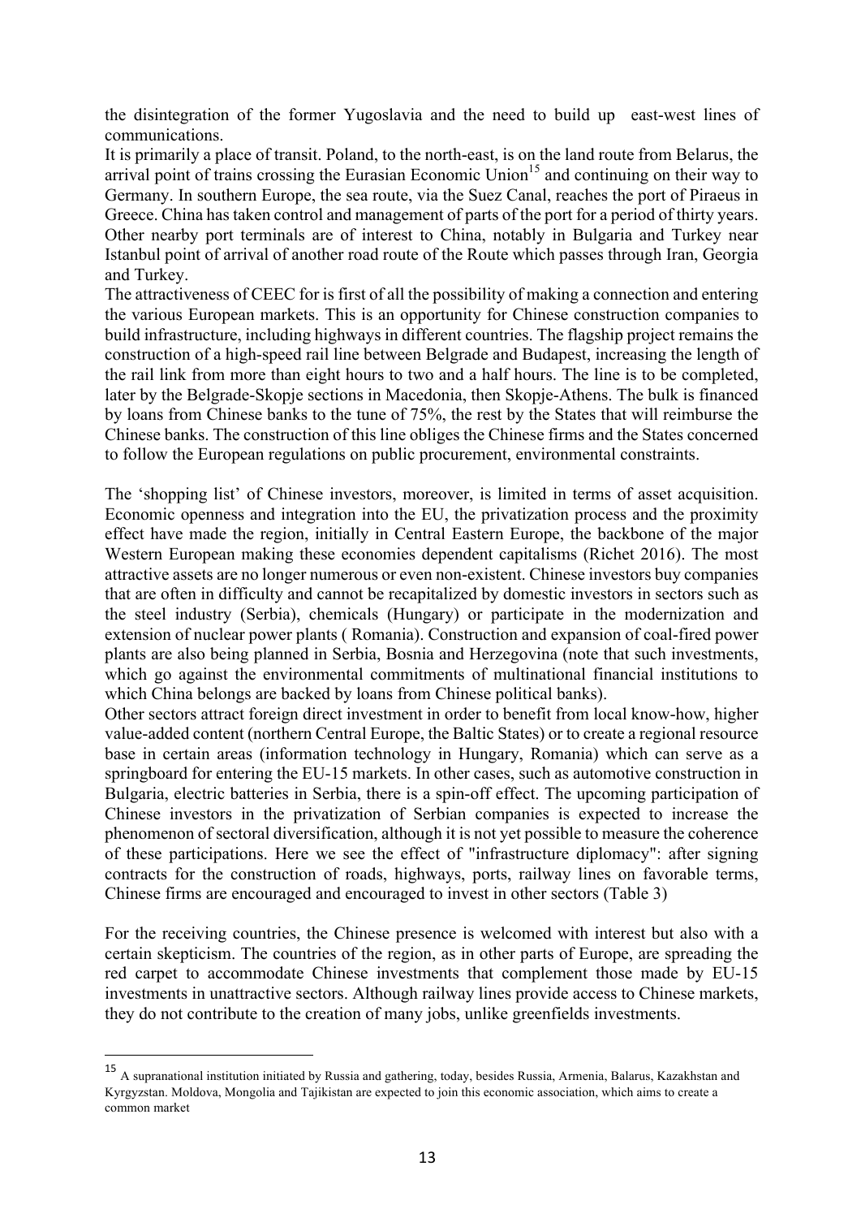the disintegration of the former Yugoslavia and the need to build up east-west lines of communications.

It is primarily a place of transit. Poland, to the north-east, is on the land route from Belarus, the arrival point of trains crossing the Eurasian Economic Union[15] and continuing on their way to Germany. In southern Europe, the sea route, via the Suez Canal, reaches the port of Piraeus in Greece. China has taken control and management of parts of the port for a period of thirty years. Other nearby port terminals are of interest to China, notably in Bulgaria and Turkey near Istanbul point of arrival of another road route of the Route which passes through Iran, Georgia and Turkey.

The attractiveness of CEEC for is first of all the possibility of making a connection and entering the various European markets. This is an opportunity for Chinese construction companies to build infrastructure, including highways in different countries. The flagship project remains the construction of a high-speed rail line between Belgrade and Budapest, increasing the length of the rail link from more than eight hours to two and a half hours. The line is to be completed, later by the Belgrade-Skopje sections in Macedonia, then Skopje-Athens. The bulk is financed by loans from Chinese banks to the tune of 75%, the rest by the States that will reimburse the Chinese banks. The construction of this line obliges the Chinese firms and the States concerned to follow the European regulations on public procurement, environmental constraints.

The 'shopping list' of Chinese investors, moreover, is limited in terms of asset acquisition. Economic openness and integration into the EU, the privatization process and the proximity effect have made the region, initially in Central Eastern Europe, the backbone of the major Western European making these economies dependent capitalisms (Richet 2016). The most attractive assets are no longer numerous or even non-existent. Chinese investors buy companies that are often in difficulty and cannot be recapitalized by domestic investors in sectors such as the steel industry (Serbia), chemicals (Hungary) or participate in the modernization and extension of nuclear power plants ( Romania). Construction and expansion of coal-fired power plants are also being planned in Serbia, Bosnia and Herzegovina (note that such investments, which go against the environmental commitments of multinational financial institutions to which China belongs are backed by loans from Chinese political banks).

Other sectors attract foreign direct investment in order to benefit from local know-how, higher value-added content (northern Central Europe, the Baltic States) or to create a regional resource base in certain areas (information technology in Hungary, Romania) which can serve as a springboard for entering the EU-15 markets. In other cases, such as automotive construction in Bulgaria, electric batteries in Serbia, there is a spin-off effect. The upcoming participation of Chinese investors in the privatization of Serbian companies is expected to increase the phenomenon of sectoral diversification, although it is not yet possible to measure the coherence of these participations. Here we see the effect of "infrastructure diplomacy": after signing contracts for the construction of roads, highways, ports, railway lines on favorable terms, Chinese firms are encouraged and encouraged to invest in other sectors (Table 3)

For the receiving countries, the Chinese presence is welcomed with interest but also with a certain skepticism. The countries of the region, as in other parts of Europe, are spreading the red carpet to accommodate Chinese investments that complement those made by EU-15 investments in unattractive sectors. Although railway lines provide access to Chinese markets, they do not contribute to the creation of many jobs, unlike greenfields investments.

---

[15] A supranational institution initiated by Russia and gathering, today, besides Russia, Armenia, Balarus, Kazakhstan and Kyrgyzstan. Moldova, Mongolia and Tajikistan are expected to join this economic association, which aims to create a common market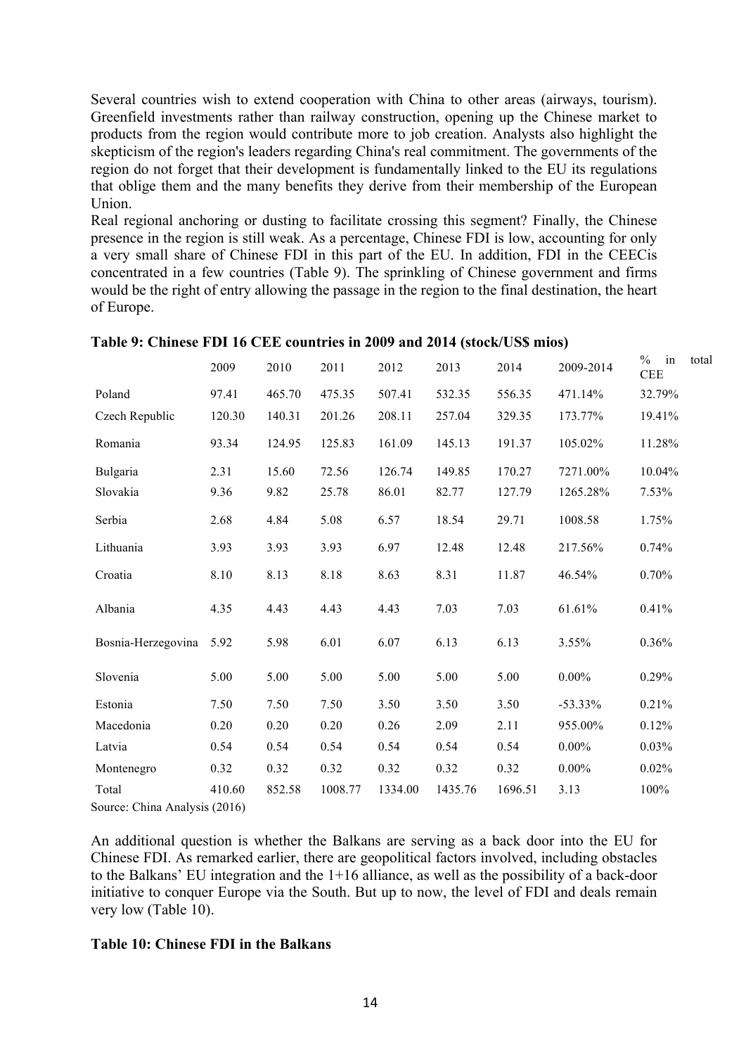Several countries wish to extend cooperation with China to other areas (airways, tourism). Greenfield investments rather than railway construction, opening up the Chinese market to products from the region would contribute more to job creation. Analysts also highlight the skepticism of the region's leaders regarding China's real commitment. The governments of the region do not forget that their development is fundamentally linked to the EU its regulations that oblige them and the many benefits they derive from their membership of the European Union.

Real regional anchoring or dusting to facilitate crossing this segment? Finally, the Chinese presence in the region is still weak. As a percentage, Chinese FDI is low, accounting for only a very small share of Chinese FDI in this part of the EU. In addition, FDI in the CEECis concentrated in a few countries (Table 9). The sprinkling of Chinese government and firms would be the right of entry allowing the passage in the region to the final destination, the heart of Europe.

**Table 9: Chinese FDI 16 CEE countries in 2009 and 2014 (stock/US$ mios)**

| | 2009 | 2010 | 2011 | 2012 | 2013 | 2014 | 2009-2014 | % in total CEE |
|---|---|---|---|---|---|---|---|---|
| Poland | 97.41 | 465.70 | 475.35 | 507.41 | 532.35 | 556.35 | 471.14% | 32.79% |
| Czech Republic | 120.30 | 140.31 | 201.26 | 208.11 | 257.04 | 329.35 | 173.77% | 19.41% |
| Romania | 93.34 | 124.95 | 125.83 | 161.09 | 145.13 | 191.37 | 105.02% | 11.28% |
| Bulgaria | 2.31 | 15.60 | 72.56 | 126.74 | 149.85 | 170.27 | 7271.00% | 10.04% |
| Slovakia | 9.36 | 9.82 | 25.78 | 86.01 | 82.77 | 127.79 | 1265.28% | 7.53% |
| Serbia | 2.68 | 4.84 | 5.08 | 6.57 | 18.54 | 29.71 | 1008.58 | 1.75% |
| Lithuania | 3.93 | 3.93 | 3.93 | 6.97 | 12.48 | 12.48 | 217.56% | 0.74% |
| Croatia | 8.10 | 8.13 | 8.18 | 8.63 | 8.31 | 11.87 | 46.54% | 0.70% |
| Albania | 4.35 | 4.43 | 4.43 | 4.43 | 7.03 | 7.03 | 61.61% | 0.41% |
| Bosnia-Herzegovina | 5.92 | 5.98 | 6.01 | 6.07 | 6.13 | 6.13 | 3.55% | 0.36% |
| Slovenia | 5.00 | 5.00 | 5.00 | 5.00 | 5.00 | 5.00 | 0.00% | 0.29% |
| Estonia | 7.50 | 7.50 | 7.50 | 3.50 | 3.50 | 3.50 | -53.33% | 0.21% |
| Macedonia | 0.20 | 0.20 | 0.20 | 0.26 | 2.09 | 2.11 | 955.00% | 0.12% |
| Latvia | 0.54 | 0.54 | 0.54 | 0.54 | 0.54 | 0.54 | 0.00% | 0.03% |
| Montenegro | 0.32 | 0.32 | 0.32 | 0.32 | 0.32 | 0.32 | 0.00% | 0.02% |
| Total | 410.60 | 852.58 | 1008.77 | 1334.00 | 1435.76 | 1696.51 | 3.13 | 100% |

Source: China Analysis (2016)

An additional question is whether the Balkans are serving as a back door into the EU for Chinese FDI. As remarked earlier, there are geopolitical factors involved, including obstacles to the Balkans' EU integration and the 1+16 alliance, as well as the possibility of a back-door initiative to conquer Europe via the South. But up to now, the level of FDI and deals remain very low (Table 10).

**Table 10: Chinese FDI in the Balkans**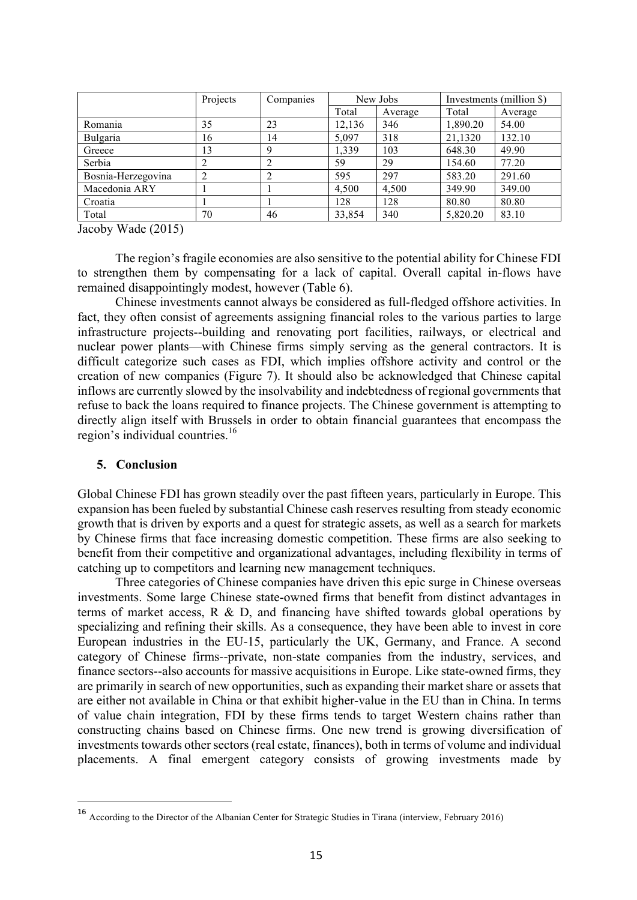| | Projects | Companies | New Jobs | | Investments (million $) | |
|---|---|---|---|---|---|---|
| | | | Total | Average | Total | Average |
| Romania | 35 | 23 | 12,136 | 346 | 1,890.20 | 54.00 |
| Bulgaria | 16 | 14 | 5,097 | 318 | 21,1320 | 132.10 |
| Greece | 13 | 9 | 1,339 | 103 | 648.30 | 49.90 |
| Serbia | 2 | 2 | 59 | 29 | 154.60 | 77.20 |
| Bosnia-Herzegovina | 2 | 2 | 595 | 297 | 583.20 | 291.60 |
| Macedonia ARY | 1 | 1 | 4,500 | 4,500 | 349.90 | 349.00 |
| Croatia | 1 | 1 | 128 | 128 | 80.80 | 80.80 |
| Total | 70 | 46 | 33,854 | 340 | 5,820.20 | 83.10 |

Jacoby Wade (2015)

The region's fragile economies are also sensitive to the potential ability for Chinese FDI to strengthen them by compensating for a lack of capital. Overall capital in-flows have remained disappointingly modest, however (Table 6).

Chinese investments cannot always be considered as full-fledged offshore activities. In fact, they often consist of agreements assigning financial roles to the various parties to large infrastructure projects--building and renovating port facilities, railways, or electrical and nuclear power plants—with Chinese firms simply serving as the general contractors. It is difficult categorize such cases as FDI, which implies offshore activity and control or the creation of new companies (Figure 7). It should also be acknowledged that Chinese capital inflows are currently slowed by the insolvability and indebtedness of regional governments that refuse to back the loans required to finance projects. The Chinese government is attempting to directly align itself with Brussels in order to obtain financial guarantees that encompass the region's individual countries.[16]

## 5. Conclusion

Global Chinese FDI has grown steadily over the past fifteen years, particularly in Europe. This expansion has been fueled by substantial Chinese cash reserves resulting from steady economic growth that is driven by exports and a quest for strategic assets, as well as a search for markets by Chinese firms that face increasing domestic competition. These firms are also seeking to benefit from their competitive and organizational advantages, including flexibility in terms of catching up to competitors and learning new management techniques.

Three categories of Chinese companies have driven this epic surge in Chinese overseas investments. Some large Chinese state-owned firms that benefit from distinct advantages in terms of market access, R & D, and financing have shifted towards global operations by specializing and refining their skills. As a consequence, they have been able to invest in core European industries in the EU-15, particularly the UK, Germany, and France. A second category of Chinese firms--private, non-state companies from the industry, services, and finance sectors--also accounts for massive acquisitions in Europe. Like state-owned firms, they are primarily in search of new opportunities, such as expanding their market share or assets that are either not available in China or that exhibit higher-value in the EU than in China. In terms of value chain integration, FDI by these firms tends to target Western chains rather than constructing chains based on Chinese firms. One new trend is growing diversification of investments towards other sectors (real estate, finances), both in terms of volume and individual placements. A final emergent category consists of growing investments made by

[16] According to the Director of the Albanian Center for Strategic Studies in Tirana (interview, February 2016)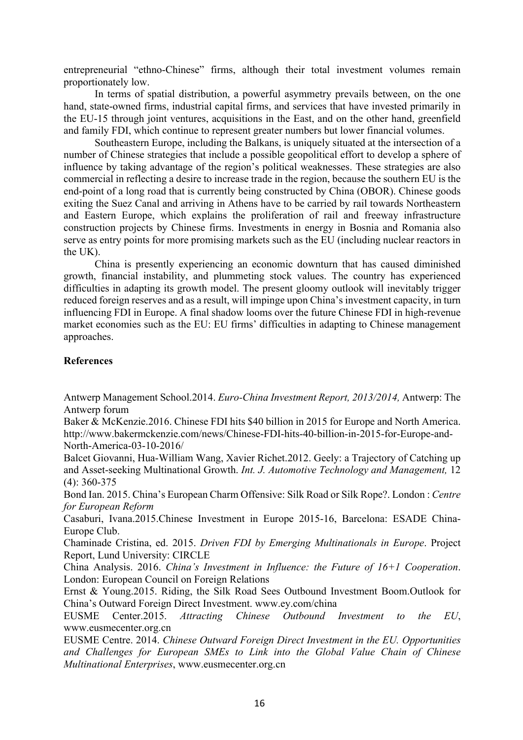entrepreneurial "ethno-Chinese" firms, although their total investment volumes remain proportionately low.

In terms of spatial distribution, a powerful asymmetry prevails between, on the one hand, state-owned firms, industrial capital firms, and services that have invested primarily in the EU-15 through joint ventures, acquisitions in the East, and on the other hand, greenfield and family FDI, which continue to represent greater numbers but lower financial volumes.

Southeastern Europe, including the Balkans, is uniquely situated at the intersection of a number of Chinese strategies that include a possible geopolitical effort to develop a sphere of influence by taking advantage of the region's political weaknesses. These strategies are also commercial in reflecting a desire to increase trade in the region, because the southern EU is the end-point of a long road that is currently being constructed by China (OBOR). Chinese goods exiting the Suez Canal and arriving in Athens have to be carried by rail towards Northeastern and Eastern Europe, which explains the proliferation of rail and freeway infrastructure construction projects by Chinese firms. Investments in energy in Bosnia and Romania also serve as entry points for more promising markets such as the EU (including nuclear reactors in the UK).

China is presently experiencing an economic downturn that has caused diminished growth, financial instability, and plummeting stock values. The country has experienced difficulties in adapting its growth model. The present gloomy outlook will inevitably trigger reduced foreign reserves and as a result, will impinge upon China's investment capacity, in turn influencing FDI in Europe. A final shadow looms over the future Chinese FDI in high-revenue market economies such as the EU: EU firms' difficulties in adapting to Chinese management approaches.

**References**

Antwerp Management School.2014. *Euro-China Investment Report, 2013/2014,* Antwerp: The Antwerp forum

Baker & McKenzie.2016. Chinese FDI hits $40 billion in 2015 for Europe and North America. http://www.bakermckenzie.com/news/Chinese-FDI-hits-40-billion-in-2015-for-Europe-and-North-America-03-10-2016/

Balcet Giovanni, Hua-William Wang, Xavier Richet.2012. Geely: a Trajectory of Catching up and Asset-seeking Multinational Growth. *Int. J. Automotive Technology and Management,* 12 (4): 360-375

Bond Ian. 2015. China's European Charm Offensive: Silk Road or Silk Rope?. London : *Centre for European Reform*

Casaburi, Ivana.2015.Chinese Investment in Europe 2015-16, Barcelona: ESADE China-Europe Club.

Chaminade Cristina, ed. 2015. *Driven FDI by Emerging Multinationals in Europe*. Project Report, Lund University: CIRCLE

China Analysis. 2016. *China's Investment in Influence: the Future of 16+1 Cooperation*. London: European Council on Foreign Relations

Ernst & Young.2015. Riding, the Silk Road Sees Outbound Investment Boom.Outlook for China's Outward Foreign Direct Investment. www.ey.com/china

EUSME Center.2015. *Attracting Chinese Outbound Investment to the EU*, www.eusmecenter.org.cn

EUSME Centre. 2014. *Chinese Outward Foreign Direct Investment in the EU. Opportunities and Challenges for European SMEs to Link into the Global Value Chain of Chinese Multinational Enterprises*, www.eusmecenter.org.cn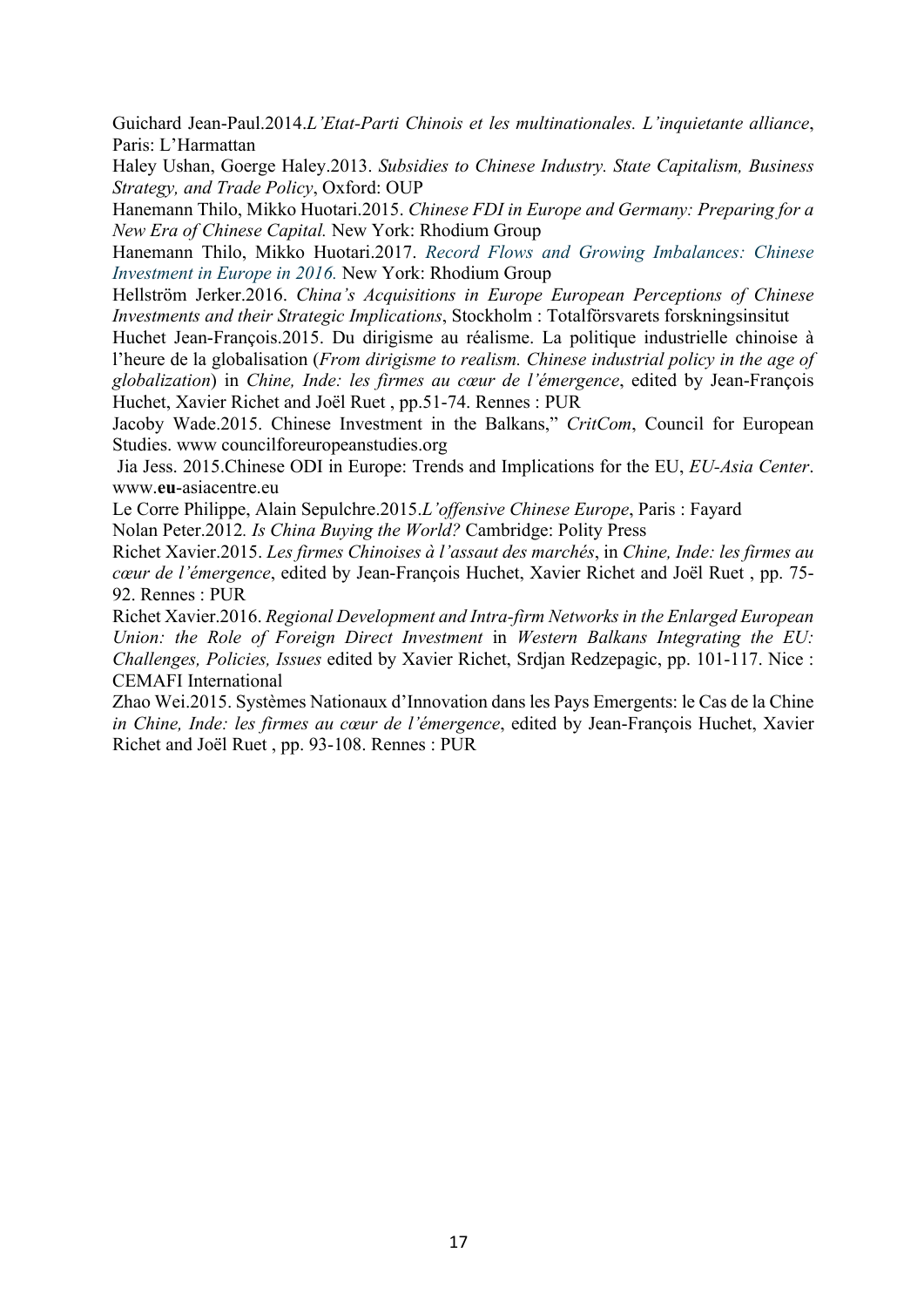Guichard Jean-Paul.2014.*L'Etat-Parti Chinois et les multinationales. L'inquietante alliance*, Paris: L'Harmattan

Haley Ushan, Goerge Haley.2013. *Subsidies to Chinese Industry. State Capitalism, Business Strategy, and Trade Policy*, Oxford: OUP

Hanemann Thilo, Mikko Huotari.2015. *Chinese FDI in Europe and Germany: Preparing for a New Era of Chinese Capital.* New York: Rhodium Group

Hanemann Thilo, Mikko Huotari.2017. *Record Flows and Growing Imbalances: Chinese Investment in Europe in 2016.* New York: Rhodium Group

Hellström Jerker.2016. *China's Acquisitions in Europe European Perceptions of Chinese Investments and their Strategic Implications*, Stockholm : Totalförsvarets forskningsinsitut

Huchet Jean-François.2015. Du dirigisme au réalisme. La politique industrielle chinoise à l'heure de la globalisation (*From dirigisme to realism. Chinese industrial policy in the age of globalization*) in *Chine, Inde: les firmes au cœur de l'émergence*, edited by Jean-François Huchet, Xavier Richet and Joël Ruet , pp.51-74. Rennes : PUR

Jacoby Wade.2015. Chinese Investment in the Balkans," *CritCom*, Council for European Studies. www councilforeuropeanstudies.org

Jia Jess. 2015.Chinese ODI in Europe: Trends and Implications for the EU, *EU-Asia Center*. www.**eu**-asiacentre.eu

Le Corre Philippe, Alain Sepulchre.2015.*L'offensive Chinese Europe*, Paris : Fayard

Nolan Peter.2012*. Is China Buying the World?* Cambridge: Polity Press

Richet Xavier.2015. *Les firmes Chinoises à l'assaut des marchés*, in *Chine, Inde: les firmes au cœur de l'émergence*, edited by Jean-François Huchet, Xavier Richet and Joël Ruet , pp. 75-92. Rennes : PUR

Richet Xavier.2016. *Regional Development and Intra-firm Networks in the Enlarged European Union: the Role of Foreign Direct Investment* in *Western Balkans Integrating the EU: Challenges, Policies, Issues* edited by Xavier Richet, Srdjan Redzepagic, pp. 101-117. Nice : CEMAFI International

Zhao Wei.2015. Systèmes Nationaux d'Innovation dans les Pays Emergents: le Cas de la Chine *in Chine, Inde: les firmes au cœur de l'émergence*, edited by Jean-François Huchet, Xavier Richet and Joël Ruet , pp. 93-108. Rennes : PUR